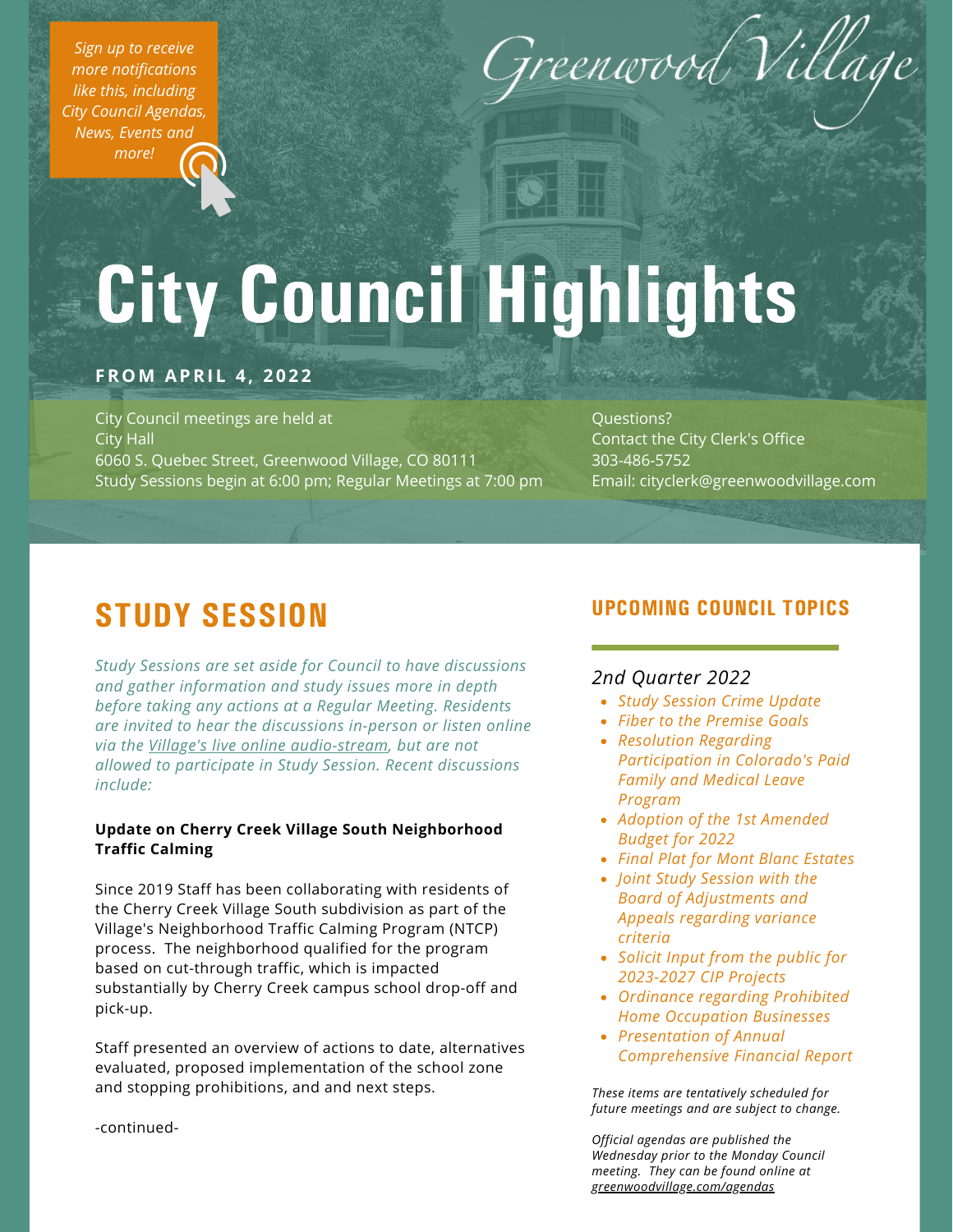*Sign up to receive more notifications like this, including City Council Agendas, News, Events and more!*

Greenwood Village

# City Council Highlights

**FROM APRIL 4, 2022**

City Council meetings are held at City Hall
6060 S. Quebec Street, Greenwood Village, CO 80111
Study Sessions begin at 6:00 pm; Regular Meetings at 7:00 pm

Questions?
Contact the City Clerk's Office
303-486-5752
Email: cityclerk@greenwoodvillage.com

## STUDY SESSION

*Study Sessions are set aside for Council to have discussions and gather information and study issues more in depth before taking any actions at a Regular Meeting. Residents are invited to hear the discussions in-person or listen online via the Village's live online audio-stream, but are not allowed to participate in Study Session. Recent discussions include:*

**Update on Cherry Creek Village South Neighborhood Traffic Calming**

Since 2019 Staff has been collaborating with residents of the Cherry Creek Village South subdivision as part of the Village's Neighborhood Traffic Calming Program (NTCP) process. The neighborhood qualified for the program based on cut-through traffic, which is impacted substantially by Cherry Creek campus school drop-off and pick-up.

Staff presented an overview of actions to date, alternatives evaluated, proposed implementation of the school zone and stopping prohibitions, and and next steps.

-continued-

## UPCOMING COUNCIL TOPICS

*2nd Quarter 2022*

- *Study Session Crime Update*
- *Fiber to the Premise Goals*
- *Resolution Regarding Participation in Colorado's Paid Family and Medical Leave Program*
- *Adoption of the 1st Amended Budget for 2022*
- *Final Plat for Mont Blanc Estates*
- *Joint Study Session with the Board of Adjustments and Appeals regarding variance criteria*
- *Solicit Input from the public for 2023-2027 CIP Projects*
- *Ordinance regarding Prohibited Home Occupation Businesses*
- *Presentation of Annual Comprehensive Financial Report*

*These items are tentatively scheduled for future meetings and are subject to change.*

*Official agendas are published the Wednesday prior to the Monday Council meeting. They can be found online at greenwoodvillage.com/agendas*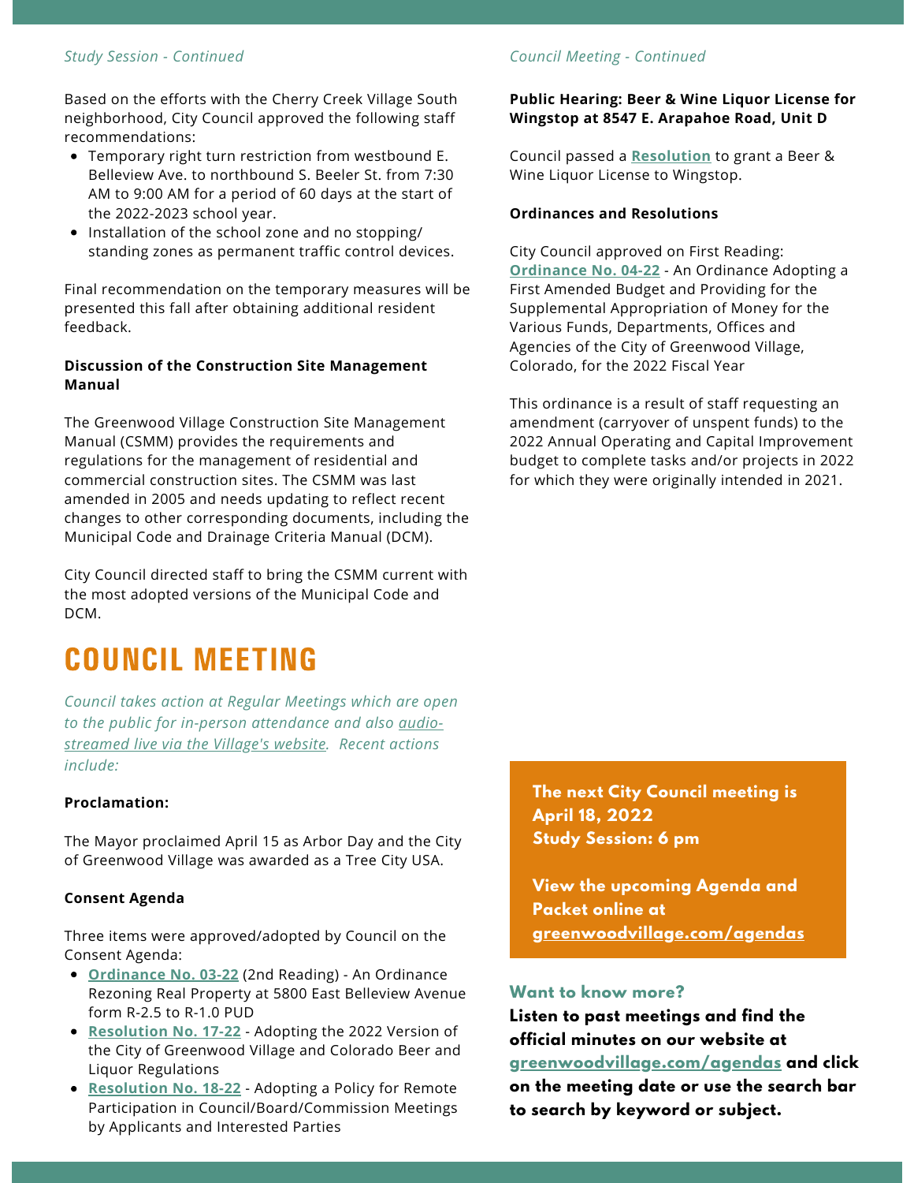*Study Session - Continued*

Based on the efforts with the Cherry Creek Village South neighborhood, City Council approved the following staff recommendations:

- Temporary right turn restriction from westbound E. Belleview Ave. to northbound S. Beeler St. from 7:30 AM to 9:00 AM for a period of 60 days at the start of the 2022-2023 school year.
- Installation of the school zone and no stopping/ standing zones as permanent traffic control devices.

Final recommendation on the temporary measures will be presented this fall after obtaining additional resident feedback.

**Discussion of the Construction Site Management Manual**

The Greenwood Village Construction Site Management Manual (CSMM) provides the requirements and regulations for the management of residential and commercial construction sites. The CSMM was last amended in 2005 and needs updating to reflect recent changes to other corresponding documents, including the Municipal Code and Drainage Criteria Manual (DCM).

City Council directed staff to bring the CSMM current with the most adopted versions of the Municipal Code and DCM.

# COUNCIL MEETING

*Council takes action at Regular Meetings which are open to the public for in-person attendance and also audio-streamed live via the Village's website. Recent actions include:*

**Proclamation:**

The Mayor proclaimed April 15 as Arbor Day and the City of Greenwood Village was awarded as a Tree City USA.

**Consent Agenda**

Three items were approved/adopted by Council on the Consent Agenda:

- **Ordinance No. 03-22** (2nd Reading) - An Ordinance Rezoning Real Property at 5800 East Belleview Avenue form R-2.5 to R-1.0 PUD
- **Resolution No. 17-22** - Adopting the 2022 Version of the City of Greenwood Village and Colorado Beer and Liquor Regulations
- **Resolution No. 18-22** - Adopting a Policy for Remote Participation in Council/Board/Commission Meetings by Applicants and Interested Parties

*Council Meeting - Continued*

**Public Hearing: Beer & Wine Liquor License for Wingstop at 8547 E. Arapahoe Road, Unit D**

Council passed a **Resolution** to grant a Beer & Wine Liquor License to Wingstop.

**Ordinances and Resolutions**

City Council approved on First Reading:
**Ordinance No. 04-22** - An Ordinance Adopting a First Amended Budget and Providing for the Supplemental Appropriation of Money for the Various Funds, Departments, Offices and Agencies of the City of Greenwood Village, Colorado, for the 2022 Fiscal Year

This ordinance is a result of staff requesting an amendment (carryover of unspent funds) to the 2022 Annual Operating and Capital Improvement budget to complete tasks and/or projects in 2022 for which they were originally intended in 2021.

**The next City Council meeting is April 18, 2022**
**Study Session: 6 pm**

**View the upcoming Agenda and Packet online at greenwoodvillage.com/agendas**

**Want to know more?**

**Listen to past meetings and find the official minutes on our website at greenwoodvillage.com/agendas and click on the meeting date or use the search bar to search by keyword or subject.**